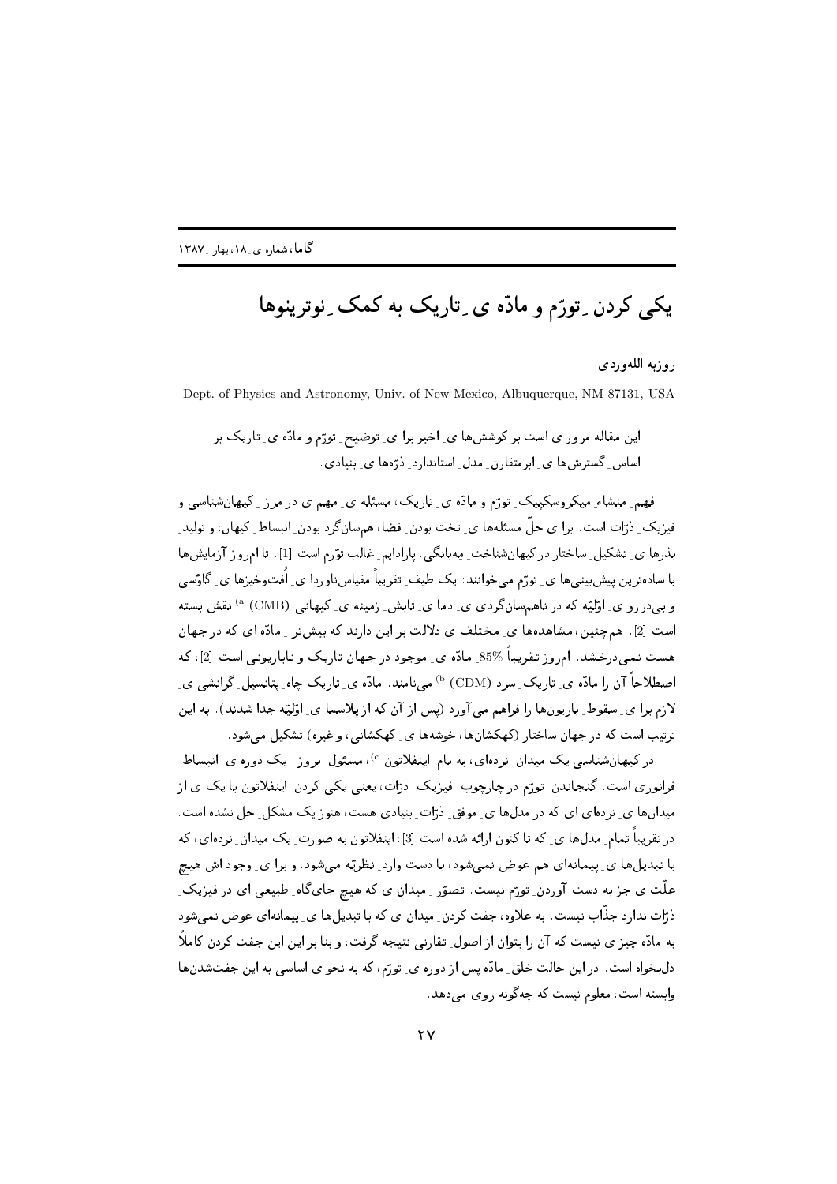# یکی کردن ِ تورّم و مادّه ی ِ تاریک به کمک ِ نوترینوها

روزبه اللهوردی

Dept. of Physics and Astronomy, Univ. of New Mexico, Albuquerque, NM 87131, USA

این مقاله مرور ی است بر کوشش‌ها ی ِ اخیر برا ی ِ توضیح ِ تورّم و مادّه ی ِ تاریک بر اساس ِ گسترش‌ها ی ِ ابرمتقارن ِ مدل ِ استاندارد ِ ذرّه‌ها ی ِ بنیادی.

فهم ِ منشاء ِ میکروسکپیک ِ تورّم و مادّه ی ِ تاریک، مسئله ی ِ مهم ی در مرز ِ کیهان‌شناسی و فیزیک ِ ذرّات است. برا ی حلّ ِ مسئله‌ها ی ِ تخت بودن ِ فضا، هم‌سان‌گرد بودن ِ انبساط ِ کیهان، و تولید ِ بذرها ی ِ تشکیل ِ ساختار در کیهان‌شناخت ِ مه‌بانگی، پارادایم ِ غالب تورّم است [1]. تا امروز آزمایش‌ها با ساده‌ترین پیش‌بینی‌ها ی ِ تورّم می‌خوانند: یک طیف ِ تقریباً مقیاس‌ناوردا ی ِ اُفت‌وخیزها ی ِ گاؤسی و بی‌دررو ی ِ اوّلیّه که در ناهم‌سان‌گردی ی ِ دما ی ِ تابش ِ زمینه ی ِ کیهانی (CMB) [a] نقش بسته است [2]. هم‌چنین، مشاهده‌ها ی ِ مختلف ی دلالت بر این دارند که بیش‌تر ِ مادّه ای که در جهان هست نمی‌درخشد. امروز تقریباً 85% ِ مادّه ی ِ موجود در جهان تاریک و ناباریونی است [2]، که اصطلاحاً آن را مادّه ی ِ تاریک ِ سرد (CDM) [b] می‌نامند. مادّه ی ِ تاریک چاه ِ پتانسیل ِ گرانشی ی ِ لازم برا ی ِ سقوط ِ باریون‌ها را فراهم می‌آورد (پس از آن که از پلاسما ی ِ اوّلیّه جدا شدند). به این ترتیب است که در جهان ساختار (کهکشان‌ها، خوشه‌ها ی ِ کهکشانی، و غیره) تشکیل می‌شود.

در کیهان‌شناسی یک میدان ِ نرده‌ای، به نام ِ اینفلاتون [c]، مسئول ِ بروز ِ یک دوره ی ِ انبساط ِ فرانوری است. گنجاندن ِ تورّم در چارچوب ِ فیزیک ِ ذرّات، یعنی یکی کردن ِ اینفلاتون با یک ی از میدان‌ها ی ِ نرده‌ای ی که در مدل‌ها ی ِ موفق ِ ذرّات ِ بنیادی هست، هنوز یک مشکل ِ حل نشده است. در تقریباً تمام ِ مدل‌ها ی ِ که تا کنون ارائه شده است [3]، اینفلاتون به صورت ِ یک میدان ِ نرده‌ای، که با تبدیل‌ها ی ِ پیمانه‌ای هم عوض نمی‌شود، با دست وارد ِ نظریّه می‌شود، و برا ی ِ وجود اش هیچ علّت ی جز به دست آوردن ِ تورّم نیست. تصوّر ِ میدان ی که هیچ جای‌گاه ِ طبیعی ای در فیزیک ِ ذرّات ندارد جذّاب نیست. به علاوه، جفت کردن ِ میدان ی که با تبدیل‌ها ی ِ پیمانه‌ای عوض نمی‌شود به مادّه چیز ی نیست که آن را بتوان از اصول ِ تقارنی نتیجه گرفت، و بنا بر این این جفت کردن کاملاً دل‌بخواه است. در این حالت خلق ِ مادّه پس از دوره ی ِ تورّم، که به نحو ی اساسی به این جفت‌شدن‌ها وابسته است، معلوم نیست که چه‌گونه روی می‌دهد.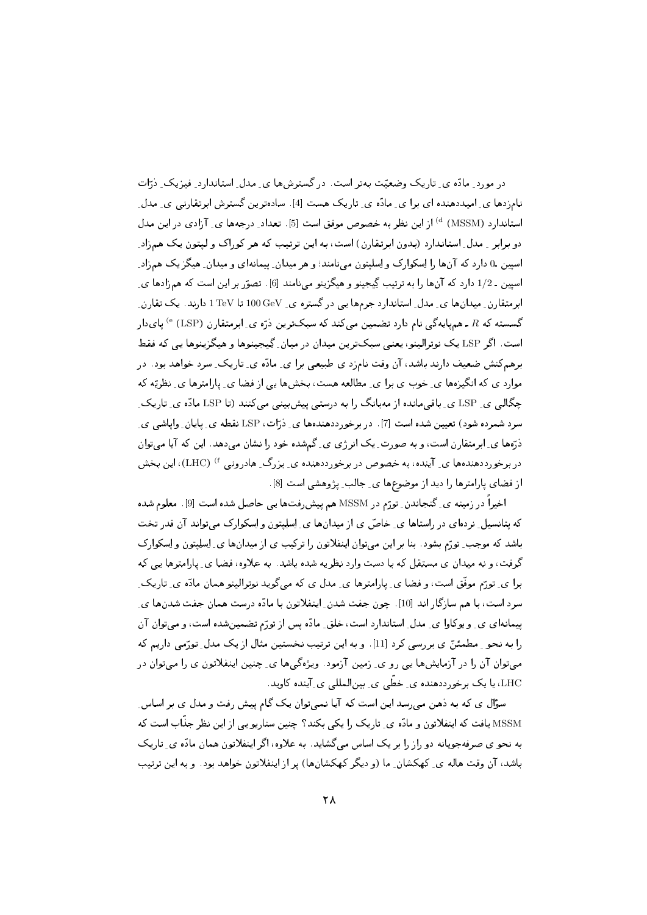در موردِ ماده یِ تاریک وضعیت بهتر است. در گسترش‌ها یِ مدلِ استانداردِ فیزیکِ ذرات نام‌زدها یِ امیددهنده ای برا یِ ماده یِ تاریک هست [4]. ساده‌ترین گسترش ابرتقارنی یِ مدلِ استاندارد (MSSM) [d] از این نظر به خصوص موفق است [5]. تعدادِ درجه‌ها یِ آزادی در این مدل دو برابرِ مدلِ استاندارد (بدون ابرتقارن) است، به این ترتیب که هر کوارک و لپتون یک هم‌زادِ اسپین ـ0 دارد که آن‌ها را اِسکوارک و اِسلپتون می‌نامند؛ و هر میدانِ پیمانه‌ای و میدانِ هیگز یک هم‌زادِ اسپین ـ 1/2 دارد که آن‌ها را به ترتیب گِیجینو و هیگزینو می‌نامند [6]. تصور بر این است که هم‌زادها یِ ابرتقارنِ میدان‌ها یِ مدلِ استاندارد جرم‌ها یی در گستره یِ 100 GeV تا 1 TeV دارند. یک تقارنِ گسسته که $R$ ـ هم‌پایه‌گی نام دارد تضمین می‌کند که سبک‌ترین ذره یِ ابرمتقارن (LSP) [e] پای‌دار است. اگر LSP یک نوترالینو، یعنی سبک‌ترین میدان در میانِ گیجینوها و هیگزینوها یی که فقط برهم‌کنش ضعیف دارند باشد، آن وقت نام‌زد یِ طبیعی برا یِ ماده یِ تاریکِ سرد خواهد بود. در موارد ی که انگیزه‌ها یِ خوب ی برا یِ مطالعه هست، بخش‌ها یی از فضا یِ پارامترها یِ نظریه که چگالی یِ LSP یِ باقی‌مانده از مه‌بانگ را به درستی پیش‌بینی می‌کنند (تا LSP ماده یِ تاریکِ سرد شمرده شود) تعیین شده است [7]. در برخورددهنده‌ها یِ ذرات، LSP نقطه یِ پایانِ واپاشی یِ ذره‌ها یِ ابرمتقارن است، و به صورتِ یک انرژی یِ گم‌شده خود را نشان می‌دهد. این که آیا می‌توان در برخورددهنده‌ها یِ آینده، به خصوص در برخورددهنده یِ بزرگِ هادرونی [f] (LHC)، این بخش از فضای پارامترها را دید از موضوع‌ها یِ جالبِ پژوهشی است [8].

اخیراً در زمینه یِ گنجاندنِ تورم در MSSM هم پیش‌رفت‌ها یی حاصل شده است [9]. معلوم شده که پتانسیلِ نرده‌ای در راستاها یِ خاص ی از میدان‌ها یِ اِسلپتون و اِسکوارک می‌تواند آن قدر تخت باشد که موجبِ تورم بشود. بنا بر این می‌توان اینفلاتون را ترکیب ی از میدان‌ها یِ اِسلپتون و اِسکوارک گرفت، و نه میدان ی مستقل که با دست وارد نظریه شده باشد. به علاوه، فضا یِ پارامترها یی که برا یِ تورم موفق است، و فضا یِ پارامترها یِ مدل ی که می‌گوید نوترالینو همان ماده یِ تاریکِ سرد است، با هم سازگار اند [10]. چون جفت شدنِ اینفلاتون با ماده درست همان جفت شدن‌ها یِ پیمانه‌ای یِ و یوکاوا یِ مدلِ استاندارد است، خلقِ ماده پس از تورم تضمین‌شده است، و می‌توان آن را به نحوِ مطمئن ی بررسی کرد [11]. و به این ترتیب نخستین مثال از یک مدلِ تورمی داریم که می‌توان آن را در آزمایش‌ها یی رو یِ زمین آزمود. ویژه‌گی‌ها یِ چنین اینفلاتون ی را می‌توان در LHC، یا یک برخورددهنده یِ خطی یِ بین‌المللی یِ آینده کاوید.

سؤال ی که به ذهن می‌رسد این است که آیا نمی‌توان یک گام پیش رفت و مدل ی بر اساسِ MSSM یافت که اینفلاتون و ماده یِ تاریک را یکی بکند؟ چنین سناریو یی از این نظر جذاب است که به نحو ی صرفه‌جویانه دو راز را بر یک اساس می‌گشاید. به علاوه، اگر اینفلاتون همان ماده یِ تاریک باشد، آن وقت هاله یِ کهکشانِ ما (و دیگر کهکشان‌ها) پر از اینفلاتون خواهد بود. و به این ترتیب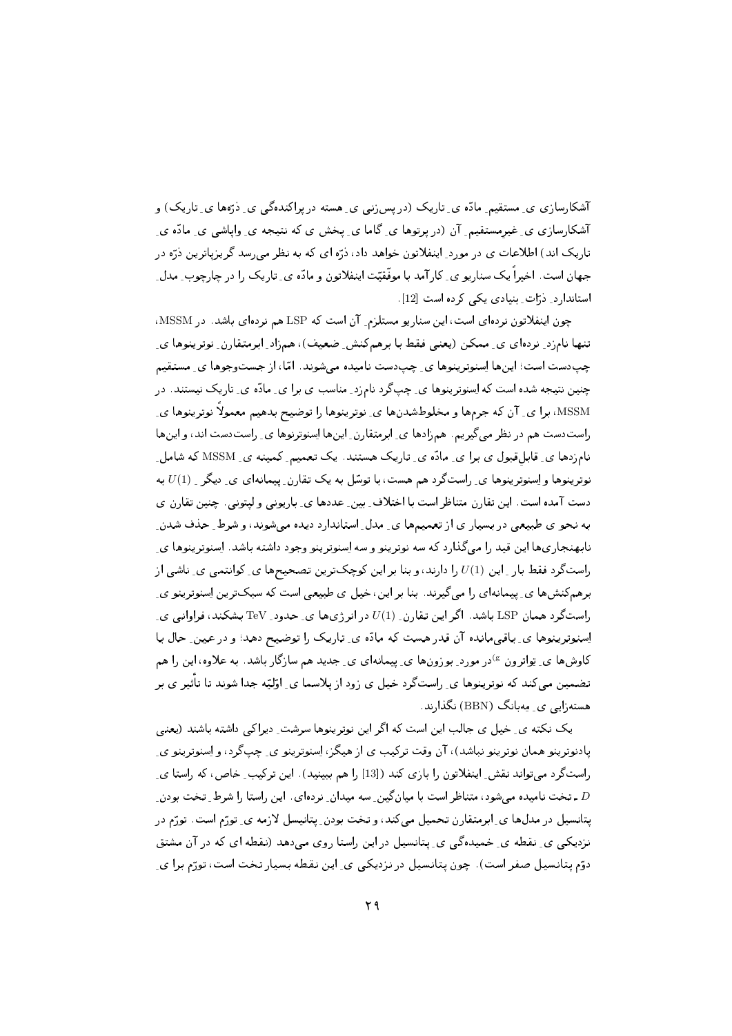آشکارسازی ی مستقیم ماده ی تاریک (در پس‌زنی ی هسته در پراکندگی ی ذره‌ها ی تاریک) و آشکارسازی ی غیرمستقیم آن (در پرتوها ی گاما ی پخش ی که نتیجه ی واپاشی ی ماده ی تاریک اند) اطلاعات ی در مورد اینفلاتون خواهد داد، ذره ای که به نظر می‌رسد گریزپاترین ذره در جهان است. اخیراً یک سناریو ی کارآمد با موفقیت اینفلاتون و ماده ی تاریک را در چارچوب مدل استاندارد ذرات بنیادی یکی کرده است [12].

چون اینفلاتون نرده‌ای است، این سناریو مستلزم آن است که LSP هم نرده‌ای باشد. در MSSM، تنها نام‌زد نرده‌ای ی ممکن (یعنی فقط با برهم‌کنش ضعیف)، هم‌زاد ابرمتقارن نوترینوها ی چپ‌دست است؛ این‌ها اسنوترینوها ی چپ‌دست نامیده می‌شوند. امّا، از جست‌وجوها ی مستقیم چنین نتیجه شده است که اسنوترینوها ی چپ‌گرد نام‌زد مناسب ی برا ی ماده ی تاریک نیستند. در MSSM، برا ی آن که جرم‌ها و مخلوط‌شدن‌ها ی نوترینوها را توضیح بدهیم معمولاً نوترینوها ی راست‌دست هم در نظر می‌گیریم. هم‌زادها ی ابرمتقارن این‌ها اسنوترنوها ی راست‌دست اند، و این‌ها نام‌زدها ی قابل‌قبول ی برا ی ماده ی تاریک هستند. یک تعمیم کمینه ی MSSM که شامل نوترینوها و اسنوترینوها ی راست‌گرد هم هست، با توسّل به یک تقارن پیمانه‌ای ی دیگر $U(1)$ به دست آمده است. این تقارن متناظر است با اختلاف بین عددها ی باریونی و لپتونی. چنین تقارن ی به نحو ی طبیعی در بسیار ی از تعمیم‌ها ی مدل استاندارد دیده می‌شوند، و شرط حذف شدن ناهنجاری‌ها این قید را می‌گذارد که سه نوترینو و سه اسنوترینو وجود داشته باشد. اسنوترینوها ی راست‌گرد فقط بار این $U(1)$ را دارند، و بنا بر این کوچک‌ترین تصحیح‌ها ی کوانتمی ی ناشی از برهم‌کنش‌ها ی پیمانه‌ای را می‌گیرند. بنا بر این، خیل ی طبیعی است که سبک‌ترین اسنوترینو ی راست‌گرد همان LSP باشد. اگر این تقارن $U(1)$ در انرژی‌ها ی حدود TeV بشکند، فراوانی ی اسنوترینوها ی باقی‌مانده آن قدر هست که ماده ی تاریک را توضیح دهد؛ و در عین حال با کاوش‌ها ی تواترون [g] در مورد بوزون‌ها ی پیمانه‌ای ی جدید هم سازگار باشد. به علاوه، این را هم تضمین می‌کند که نوترینوها ی راست‌گرد خیل ی زود از پلاسما ی اوّلیّه جدا شوند تا تأثیر ی بر هسته‌زایی ی مِه‌بانگ (BBN) نگذارند.

یک نکته ی خیل ی جالب این است که اگر این نوترینوها سرشت دیراکی داشته باشند (یعنی پادنوترینو همان نوترینو نباشد)، آن وقت ترکیب ی از هیگز، اسنوترینو ی چپ‌گرد، و اسنوترینو ی راست‌گرد می‌تواند نقش اینفلاتون را بازی کند ([13] را هم ببینید). این ترکیب خاص، که راستا ی $D$ ـ تخت نامیده می‌شود، متناظر است با میان‌گین سه میدان نرده‌ای. این راستا را شرط تخت بودن پتانسیل در مدل‌ها ی ابرمتقارن تحمیل می‌کند، و تخت بودن پتانسیل لازمه ی تورّم است. تورّم در نزدیکی ی نقطه ی خمیده‌گی ی پتانسیل در این راستا روی می‌دهد (نقطه ای که در آن مشتق دوّم پتانسیل صفر است). چون پتانسیل در نزدیکی ی این نقطه بسیار تخت است، تورّم برا ی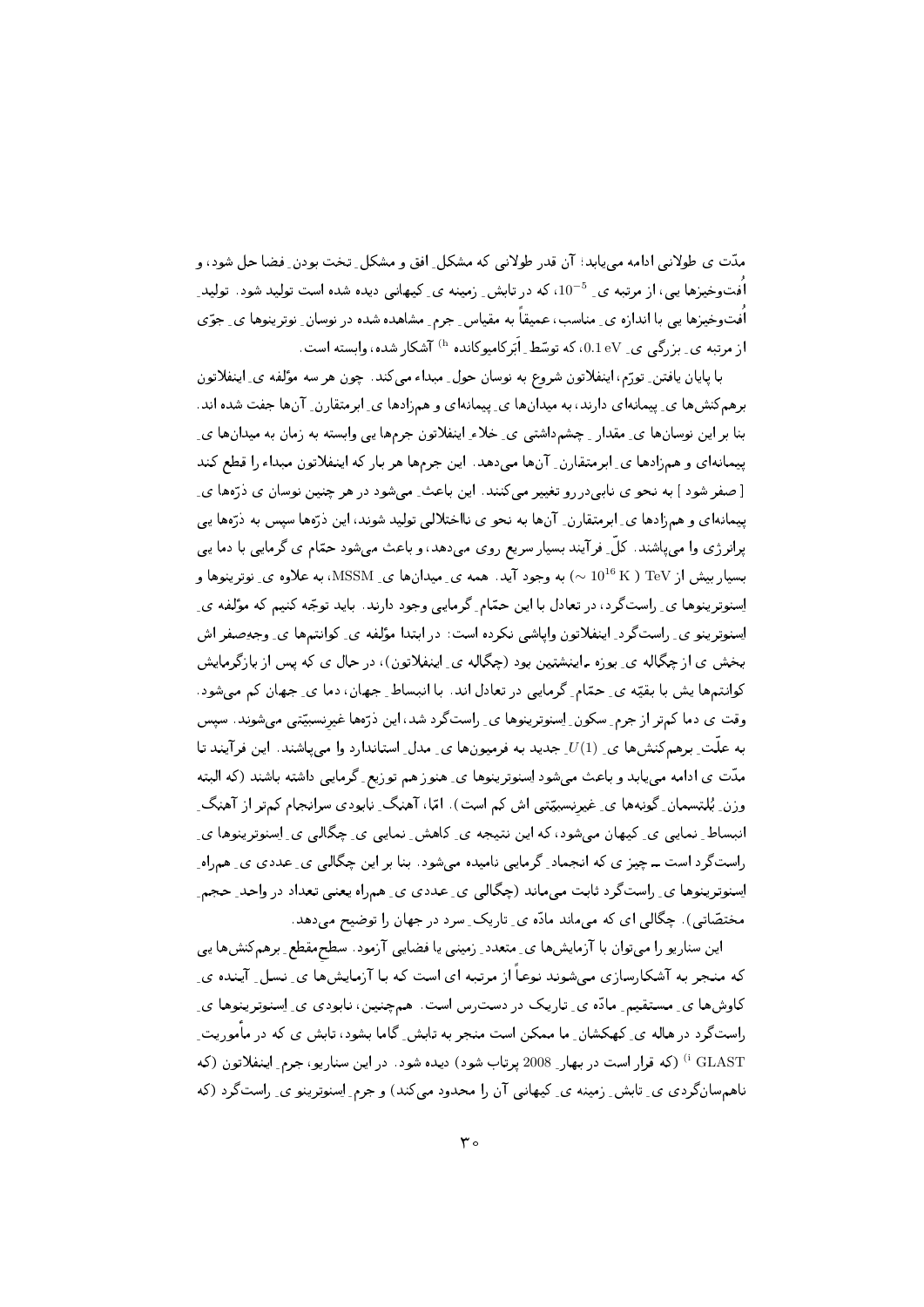مدّت ی طولانی ادامه می‌یابد؛ آن قدر طولانی که مشکلِ افق و مشکلِ تخت بودنِ فضا حل شود، و افت‌وخیزها یی، از مرتبه ی $10^{-5}$، که در تابشِ زمینه ی کیهانی دیده شده است تولید شود. تولیدِ افت‌وخیزها یی با اندازه ی مناسب، عمیقاً به مقیاسِ جرمِ مشاهده شده در نوسانِ نوترینوها ی جوّی از مرتبه ی بزرگی ی $0.1\ \mathrm{eV}$، که توسّطِ اَبَرکامیوکانده [h] آشکار شده، وابسته است.

با پایان یافتنِ تورّم، اینفلاتون شروع به نوسان حولِ مبداء می‌کند. چون هر سه مؤلفه ی اینفلاتون برهم‌کنش‌ها ی پیمانه‌ای دارند، به میدان‌ها ی پیمانه‌ای و هم‌زادها ی ابرمتقارنِ آن‌ها جفت شده اند. بنا بر این نوسان‌ها ی مقدارِ چشم‌داشتی ی خلاءِ اینفلاتون جرم‌ها یی وابسته به زمان به میدان‌ها ی پیمانه‌ای و هم‌زادها ی ابرمتقارنِ آن‌ها می‌دهد. این جرم‌ها هر بار که اینفلاتون مبداء را قطع کند [ صفر شود ] به نحو ی نابی‌دررو تغییر می‌کنند. این باعثِ می‌شود در هر چنین نوسان ی ذرّه‌ها ی پیمانه‌ای و هم‌زادها ی ابرمتقارنِ آن‌ها به نحو ی نااختلالی تولید شوند، این ذرّه‌ها سپس به ذرّه‌ها یی پرانرژی وا می‌پاشند. کلّ فرآیند بسیار سریع روی می‌دهد، و باعث می‌شود حمّام ی گرمایی با دما یی بسیار بیش از $\mathrm{TeV}$ ( $\sim 10^{16}\ \mathrm{K}$) به وجود آید. همه ی میدان‌ها ی MSSM، به علاوه ی نوترینوها و اِسنوترینوها ی راست‌گرد، در تعادل با این حمّامِ گرمایی وجود دارند. باید توجّه کنیم که مؤلفه ی اِسنوترینو ی راست‌گردِ اینفلاتون واپاشی نکرده است: در ابتدا مؤلفه ی کوانتم‌ها ی وجه‌صفر اش بخش ی از چگاله ی بوزه-اینشتین بود (چگاله ی اینفلاتون)، در حال ی که پس از بازگرمایش کوانتم‌ها یش با بقیّه ی حمّامِ گرمایی در تعادل اند. با انبساطِ جهان، دما ی جهان کم می‌شود. وقت ی دما کم‌تر از جرمِ سکونِ اِسنوترینوها ی راست‌گرد شد، این ذرّه‌ها غیرنسبیّتی می‌شوند. سپس به علّتِ برهم‌کنش‌ها ی $U(1)$ جدید به فرمیون‌ها ی مدلِ استاندارد وا می‌پاشند. این فرآیند تا مدّت ی ادامه می‌یابد و باعث می‌شود اِسنوترینوها ی هنوز هم توزیعِ گرمایی داشته باشند (که البته وزنِ بُلتسمانِ گونه‌ها ی غیرنسبیّتی اش کم است). امّا، آهنگِ نابودی سرانجام کم‌تر از آهنگِ انبساطِ نمایی ی کیهان می‌شود، که این نتیجه ی کاهشِ نمایی ی چگالی ی اِسنوترینوها ی راست‌گرد است ـ چیز ی که انجمادِ گرمایی نامیده می‌شود. بنا بر این چگالی ی عددی ی هم‌راهِ اِسنوترینوها ی راست‌گرد ثابت می‌ماند (چگالی ی عددی ی هم‌راه یعنی تعداد در واحدِ حجمِ مختصّاتی). چگالی ای که می‌ماند مادّه ی تاریکِ سرد در جهان را توضیح می‌دهد.

این سناریو را می‌توان با آزمایش‌ها ی متعددِ زمینی یا فضایی آزمود. سطح‌مقطعِ برهم‌کنش‌ها یی که منجر به آشکارسازی می‌شوند نوعاً از مرتبه ای است که با آزمایش‌ها ی نسلِ آینده ی کاوش‌ها ی مستقیمِ مادّه ی تاریک در دسترس است. هم‌چنین، نابودی ی اِسنوترینوها ی راست‌گرد در هاله ی کهکشانِ ما ممکن است منجر به تابشِ گاما بشود، تابش ی که در مأموریتِ GLAST [i] (که قرار است در بهارِ 2008 پرتاب شود) دیده شود. در این سناریو، جرمِ اینفلاتون (که ناهم‌سان‌گردی ی تابشِ زمینه ی کیهانی آن را محدود می‌کند) و جرمِ اِسنوترینو ی راست‌گرد (که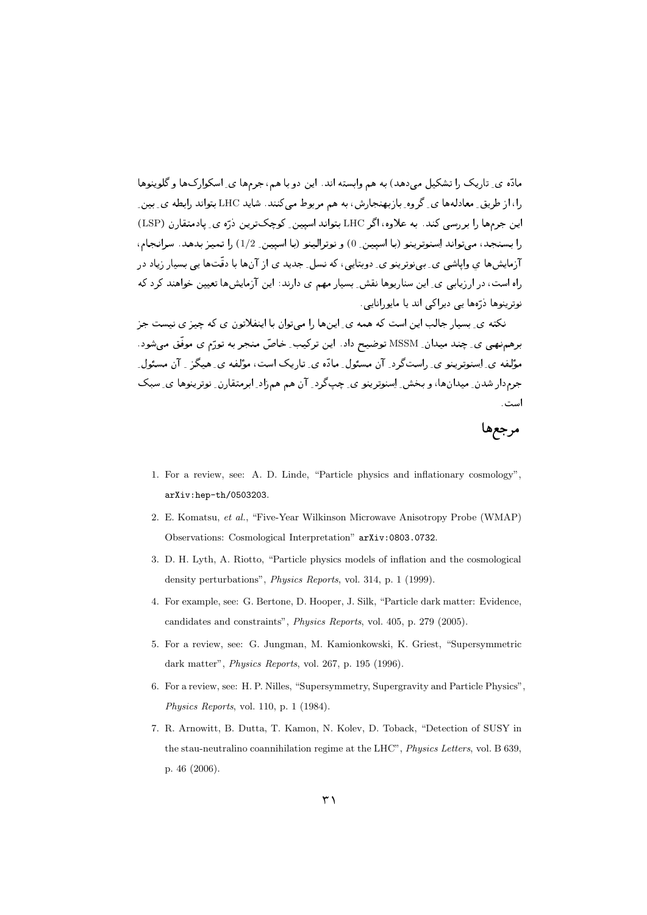مادّه ی ِ تاریک را تشکیل می‌دهد) به هم وابسته اند. این دو با هم، جرم‌ها ی ِ اسکوارک‌ها و گلوینوها را، از طریق ِ معادله‌ها ی ِ گروه ِ بازبهنجارش، به هم مربوط می‌کنند. شاید LHC بتواند رابطه ی ِ بین ِ این جرم‌ها را بررسی کند. به علاوه، اگر LHC بتواند اسپین ِ کوچک‌ترین ذرّه ی ِ پادمتقارن (LSP) را بسنجد، می‌تواند اِسنوترینو (با اسپین ِ 0) و نوترالینو (با اسپین ِ 1/2) را تمیز بدهد. سرانجام، آزمایش‌ها ی ِ واپاشی ی ِ بی‌نوترینو ی ِ دوبتایی، که نسل ِ جدید ی از آن‌ها با دقّت‌ها یی بسیار زیاد در راه است، در ارزیابی ی ِ این سناریوها نقش ِ بسیار مهم ی دارند: این آزمایش‌ها تعیین خواهند کرد که نوترینوها ذرّه‌ها یی دیراکی اند یا مایورانایی.

نکته ی ِ بسیار جالب این است که همه ی ِ این‌ها را می‌توان با اینفلاتون ی که چیز ی نیست جز برهم‌نهی ی ِ چند میدان ِ MSSM توضیح داد. این ترکیب ِ خاصّ منجر به تورّم ی موفّق می‌شود. مؤلفه ی ِ اسنوترینو ی ِ راست‌گرد ِ آن مسئول ِ مادّه ی ِ تاریک است، مؤلفه ی ِ هیگز ِ آن مسئول ِ جرم‌دار شدن ِ میدان‌ها، و بخش ِ اِسنوترینو ی ِ چپ‌گرد ِ آن هم هم‌زاد ِ ابرمتقارن ِ نوترینوها ی ِ سبک است.

## مرجع‌ها

1. For a review, see: A. D. Linde, "Particle physics and inflationary cosmology", arXiv:hep-th/0503203.
2. E. Komatsu, *et al.*, "Five-Year Wilkinson Microwave Anisotropy Probe (WMAP) Observations: Cosmological Interpretation" arXiv:0803.0732.
3. D. H. Lyth, A. Riotto, "Particle physics models of inflation and the cosmological density perturbations", *Physics Reports*, vol. 314, p. 1 (1999).
4. For example, see: G. Bertone, D. Hooper, J. Silk, "Particle dark matter: Evidence, candidates and constraints", *Physics Reports*, vol. 405, p. 279 (2005).
5. For a review, see: G. Jungman, M. Kamionkowski, K. Griest, "Supersymmetric dark matter", *Physics Reports*, vol. 267, p. 195 (1996).
6. For a review, see: H. P. Nilles, "Supersymmetry, Supergravity and Particle Physics", *Physics Reports*, vol. 110, p. 1 (1984).
7. R. Arnowitt, B. Dutta, T. Kamon, N. Kolev, D. Toback, "Detection of SUSY in the stau-neutralino coannihilation regime at the LHC", *Physics Letters*, vol. B 639, p. 46 (2006).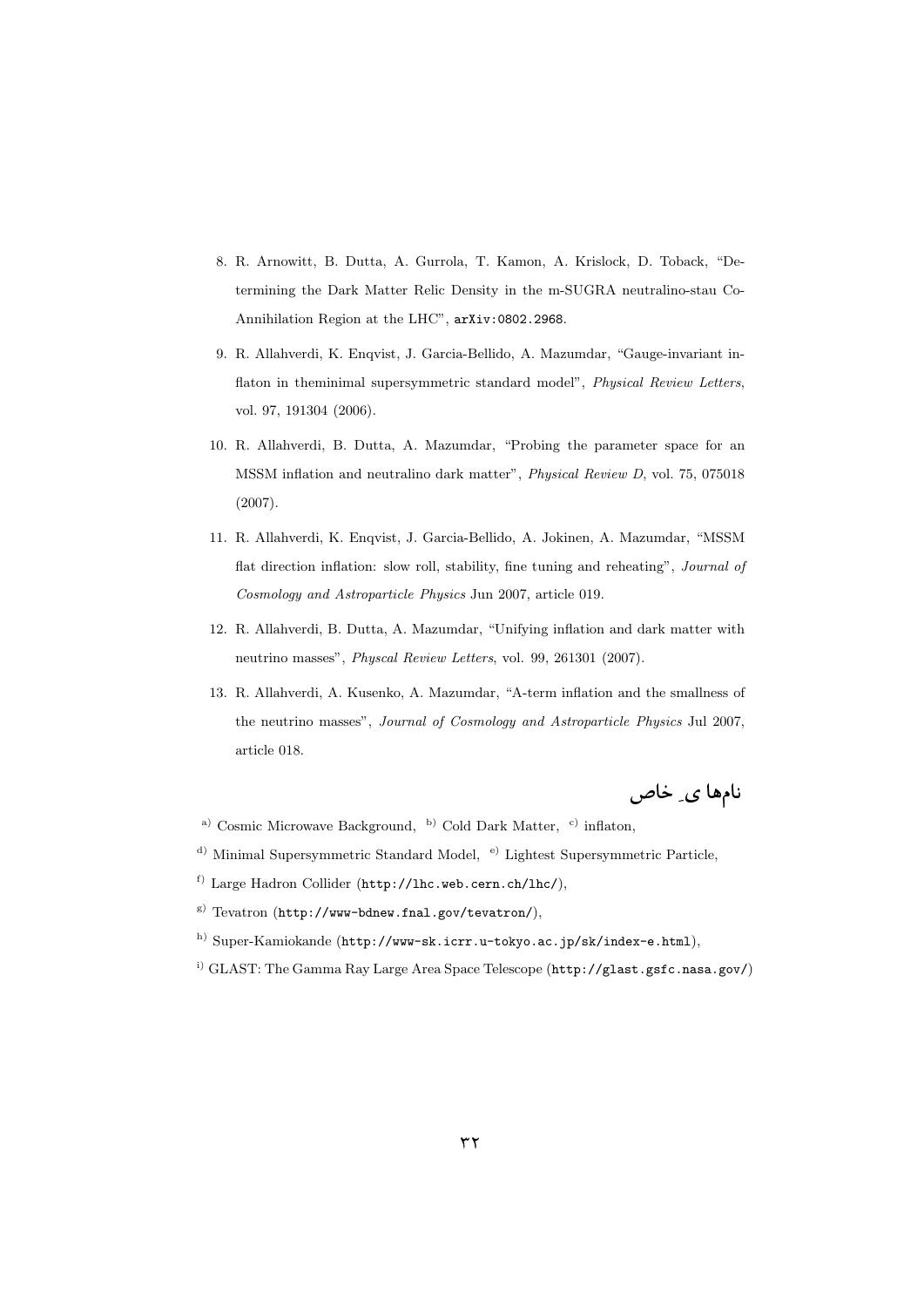8. R. Arnowitt, B. Dutta, A. Gurrola, T. Kamon, A. Krislock, D. Toback, "Determining the Dark Matter Relic Density in the m-SUGRA neutralino-stau Co-Annihilation Region at the LHC", arXiv:0802.2968.

9. R. Allahverdi, K. Enqvist, J. Garcia-Bellido, A. Mazumdar, "Gauge-invariant inflaton in theminimal supersymmetric standard model", *Physical Review Letters*, vol. 97, 191304 (2006).

10. R. Allahverdi, B. Dutta, A. Mazumdar, "Probing the parameter space for an MSSM inflation and neutralino dark matter", *Physical Review D*, vol. 75, 075018 (2007).

11. R. Allahverdi, K. Enqvist, J. Garcia-Bellido, A. Jokinen, A. Mazumdar, "MSSM flat direction inflation: slow roll, stability, fine tuning and reheating", *Journal of Cosmology and Astroparticle Physics* Jun 2007, article 019.

12. R. Allahverdi, B. Dutta, A. Mazumdar, "Unifying inflation and dark matter with neutrino masses", *Physcal Review Letters*, vol. 99, 261301 (2007).

13. R. Allahverdi, A. Kusenko, A. Mazumdar, "A-term inflation and the smallness of the neutrino masses", *Journal of Cosmology and Astroparticle Physics* Jul 2007, article 018.

## نام‌های ِ خاص

[a] Cosmic Microwave Background, [b] Cold Dark Matter, [c] inflaton,

[d] Minimal Supersymmetric Standard Model, [e] Lightest Supersymmetric Particle,

[f] Large Hadron Collider (http://lhc.web.cern.ch/lhc/),

[g] Tevatron (http://www-bdnew.fnal.gov/tevatron/),

[h] Super-Kamiokande (http://www-sk.icrr.u-tokyo.ac.jp/sk/index-e.html),

[i] GLAST: The Gamma Ray Large Area Space Telescope (http://glast.gsfc.nasa.gov/)